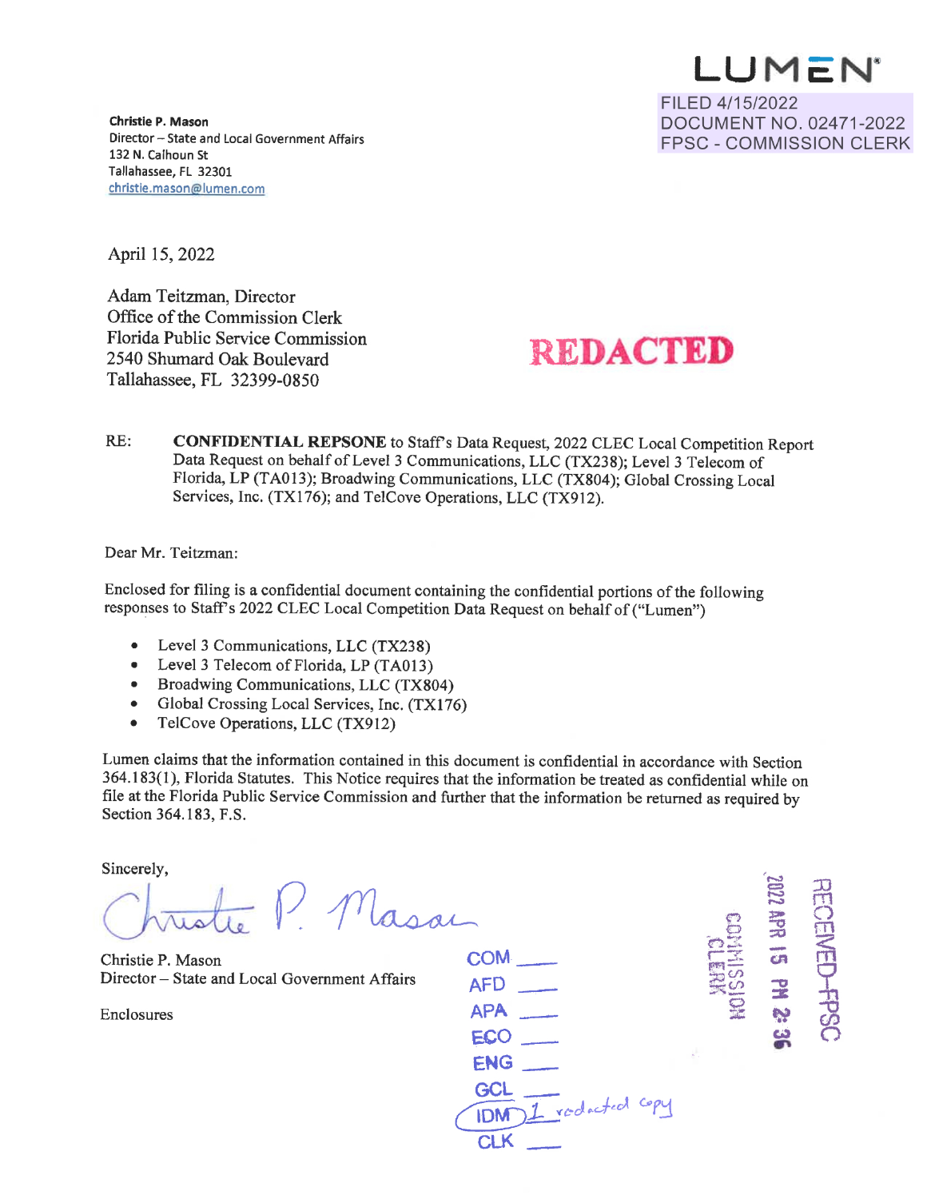LUMEN

FILED 4/15/2022
DOCUMENT NO. 02471-2022
FPSC - COMMISSION CLERK

**Christie P. Mason**
Director – State and Local Government Affairs
132 N. Calhoun St
Tallahassee, FL 32301
christie.mason@lumen.com

April 15, 2022

Adam Teitzman, Director
Office of the Commission Clerk
Florida Public Service Commission
2540 Shumard Oak Boulevard
Tallahassee, FL 32399-0850

**REDACTED**

RE: **CONFIDENTIAL REPSONE** to Staff's Data Request, 2022 CLEC Local Competition Report Data Request on behalf of Level 3 Communications, LLC (TX238); Level 3 Telecom of Florida, LP (TA013); Broadwing Communications, LLC (TX804); Global Crossing Local Services, Inc. (TX176); and TelCove Operations, LLC (TX912).

Dear Mr. Teitzman:

Enclosed for filing is a confidential document containing the confidential portions of the following responses to Staff's 2022 CLEC Local Competition Data Request on behalf of ("Lumen")

- Level 3 Communications, LLC (TX238)
- Level 3 Telecom of Florida, LP (TA013)
- Broadwing Communications, LLC (TX804)
- Global Crossing Local Services, Inc. (TX176)
- TelCove Operations, LLC (TX912)

Lumen claims that the information contained in this document is confidential in accordance with Section 364.183(1), Florida Statutes. This Notice requires that the information be treated as confidential while on file at the Florida Public Service Commission and further that the information be returned as required by Section 364.183, F.S.

Sincerely,

Christie P. Mason

Christie P. Mason
Director – State and Local Government Affairs

Enclosures

COM ___
AFD ___
APA ___
ECO ___
ENG ___
GCL ___
IDM 1 redacted copy
CLK ___

RECEIVED-FPSC
2022 APR 15 PM 2:36
COMMISSION CLERK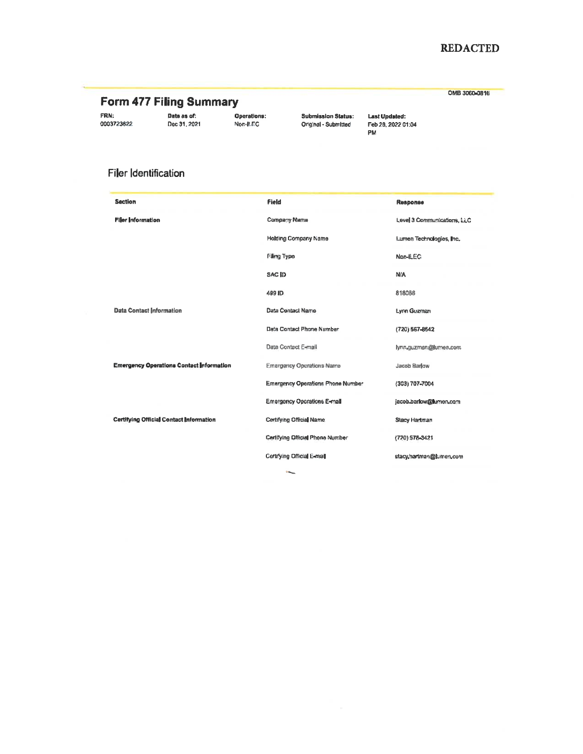**REDACTED**

OMB 3060-0816

# Form 477 Filing Summary

| FRN: | Data as of: | Operations: | Submission Status: | Last Updated: |
|---|---|---|---|---|
| 0003723822 | Dec 31, 2021 | Non-ILEC | Original - Submitted | Feb 28, 2022 01:04 PM |

## Filer Identification

| Section | Field | Response |
|---|---|---|
| **Filer Information** | Company Name | Level 3 Communications, LLC |
| | Holding Company Name | Lumen Technologies, Inc. |
| | Filing Type | Non-ILEC |
| | SAC ID | N/A |
| | 499 ID | 818086 |
| **Data Contact Information** | Data Contact Name | Lynn Guzman |
| | Data Contact Phone Number | (720) 567-8542 |
| | Data Contact E-mail | lynn.guzman@lumen.com |
| **Emergency Operations Contact Information** | Emergency Operations Name | Jacob Barlow |
| | Emergency Operations Phone Number | (303) 707-7004 |
| | Emergency Operations E-mail | jacob.barlow@lumen.com |
| **Certifying Official Contact Information** | Certifying Official Name | Stacy Hartman |
| | Certifying Official Phone Number | (720) 578-3421 |
| | Certifying Official E-mail | stacy.hartman@lumen.com |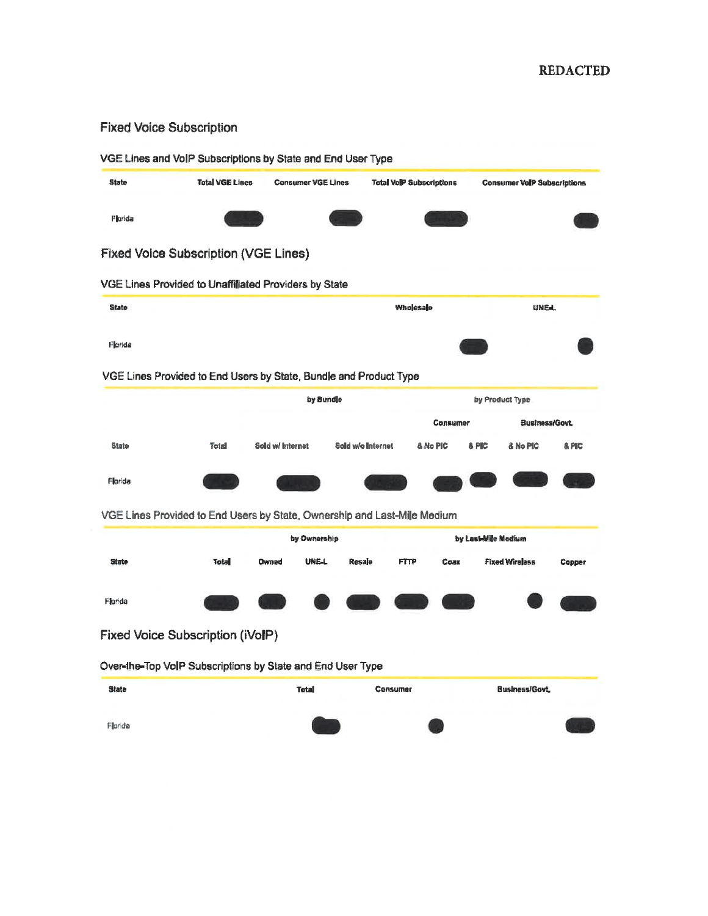REDACTED

## Fixed Voice Subscription

### VGE Lines and VoIP Subscriptions by State and End User Type

| State | Total VGE Lines | Consumer VGE Lines | Total VoIP Subscriptions | Consumer VoIP Subscriptions |
|---|---|---|---|---|
| Florida | | | | |

## Fixed Voice Subscription (VGE Lines)

### VGE Lines Provided to Unaffiliated Providers by State

| State | Wholesale | UNE-L |
|---|---|---|
| Florida | | |

### VGE Lines Provided to End Users by State, Bundle and Product Type

| | | by Bundle | | by Product Type | | | |
|---|---|---|---|---|---|---|---|
| | | | | Consumer | | Business/Govt. | |
| State | Total | Sold w/ Internet | Sold w/o Internet | & No PIC | & PIC | & No PIC | & PIC |
| Florida | | | | | | | |

### VGE Lines Provided to End Users by State, Ownership and Last-Mile Medium

| | | by Ownership | | | by Last-Mile Medium | | | |
|---|---|---|---|---|---|---|---|---|
| State | Total | Owned | UNE-L | Resale | FTTP | Coax | Fixed Wireless | Copper |
| Florida | | | | | | | | |

## Fixed Voice Subscription (iVoIP)

### Over-the-Top VoIP Subscriptions by State and End User Type

| State | Total | Consumer | Business/Govt. |
|---|---|---|---|
| Florida | | | |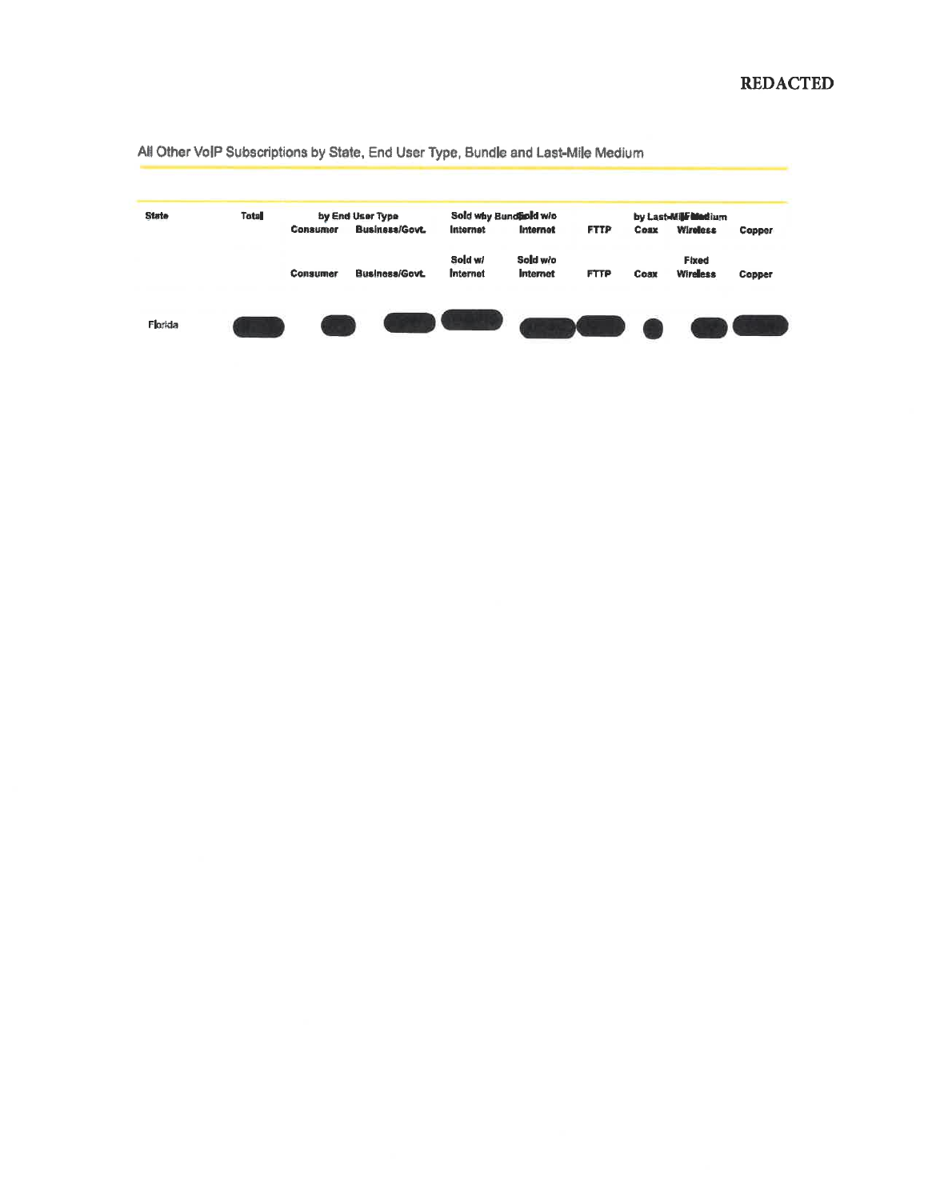REDACTED

All Other VoIP Subscriptions by State, End User Type, Bundle and Last-Mile Medium

| State | Total | by End User Type | | Sold w/ Internet | Sold w/o Internet | by Last-Mile Medium | | | |
|---|---|---|---|---|---|---|---|---|---|
| | | Consumer | Business/Govt. | Sold w/ Internet | Sold w/o Internet | FTTP | Coax | Fixed Wireless | Copper |
| Florida | | | | | | | | | |